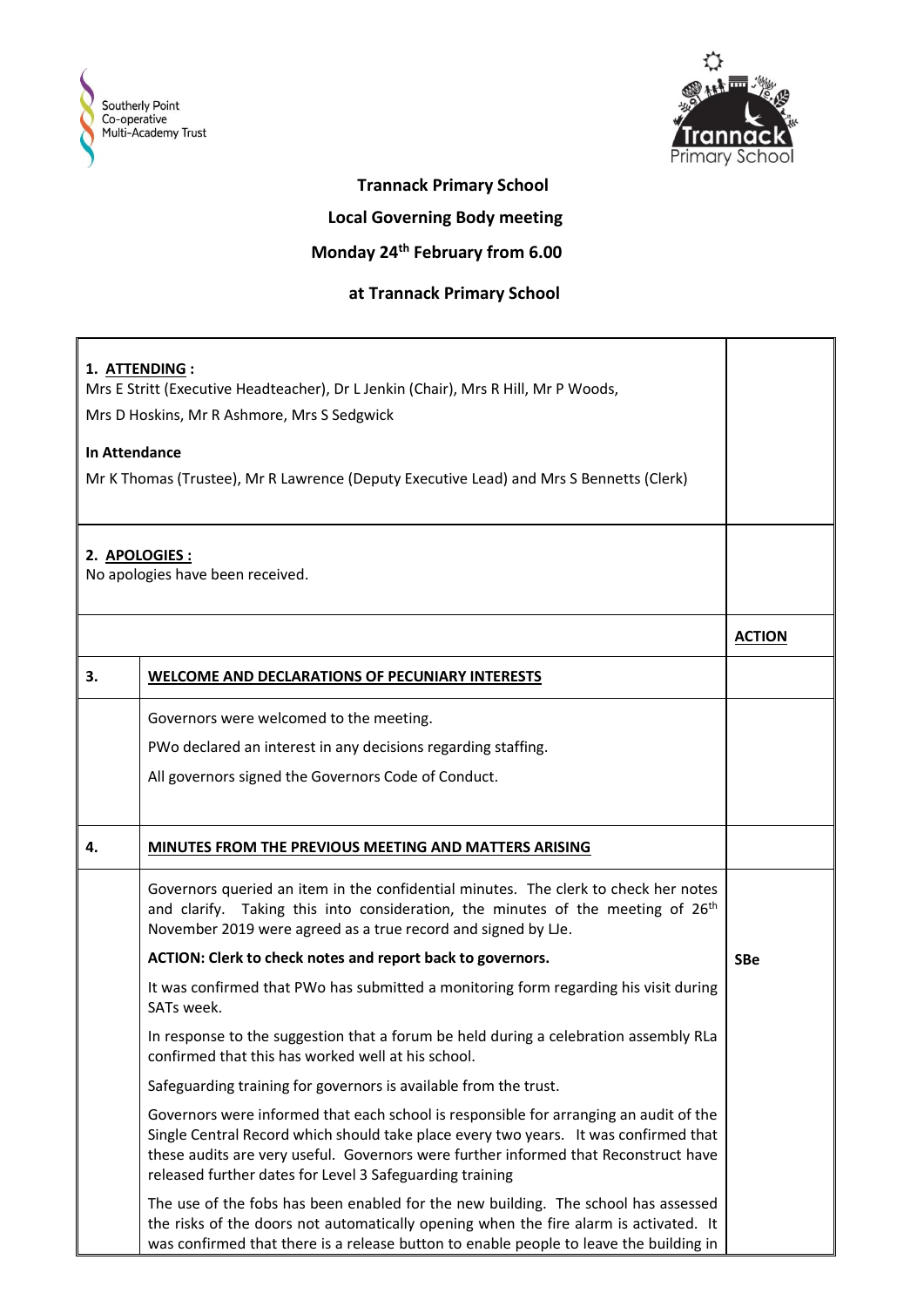**Trannack Primary School**

**Local Governing Body meeting**

**Monday 24th February from 6.00**

**at Trannack Primary School**

**1. ATTENDING :**

Mrs E Stritt (Executive Headteacher), Dr L Jenkin (Chair), Mrs R Hill, Mr P Woods, Mrs D Hoskins, Mr R Ashmore, Mrs S Sedgwick

**In Attendance**

Mr K Thomas (Trustee), Mr R Lawrence (Deputy Executive Lead) and Mrs S Bennetts (Clerk)

**2. APOLOGIES :**

No apologies have been received.

| | | **ACTION** |
|---|---|---|
| **3.** | **WELCOME AND DECLARATIONS OF PECUNIARY INTERESTS** | |
| | Governors were welcomed to the meeting.<br><br>PWo declared an interest in any decisions regarding staffing.<br><br>All governors signed the Governors Code of Conduct. | |
| **4.** | **MINUTES FROM THE PREVIOUS MEETING AND MATTERS ARISING** | |
| | Governors queried an item in the confidential minutes. The clerk to check her notes and clarify. Taking this into consideration, the minutes of the meeting of 26th November 2019 were agreed as a true record and signed by LJe.<br><br>**ACTION: Clerk to check notes and report back to governors.** | **SBe** |
| | It was confirmed that PWo has submitted a monitoring form regarding his visit during SATs week.<br><br>In response to the suggestion that a forum be held during a celebration assembly RLa confirmed that this has worked well at his school.<br><br>Safeguarding training for governors is available from the trust.<br><br>Governors were informed that each school is responsible for arranging an audit of the Single Central Record which should take place every two years. It was confirmed that these audits are very useful. Governors were further informed that Reconstruct have released further dates for Level 3 Safeguarding training<br><br>The use of the fobs has been enabled for the new building. The school has assessed the risks of the doors not automatically opening when the fire alarm is activated. It was confirmed that there is a release button to enable people to leave the building in | |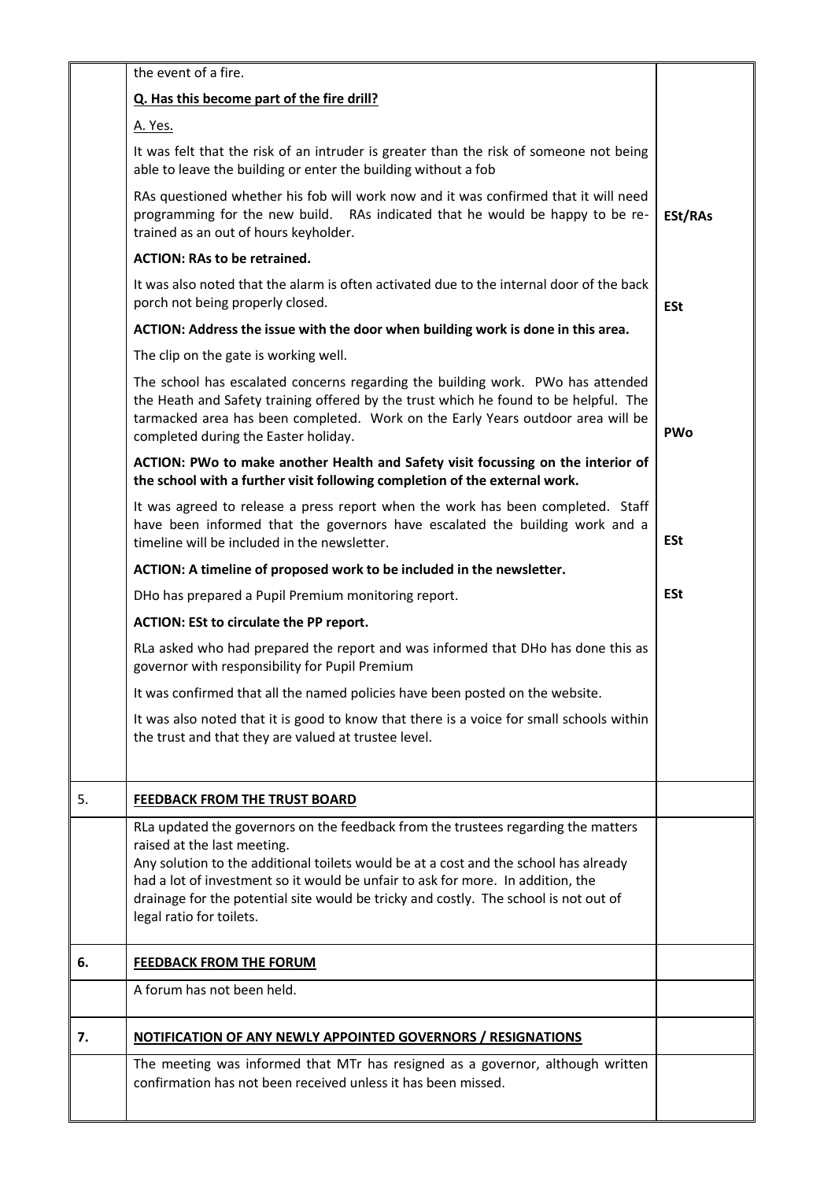| | | |
|---|---|---|
| | the event of a fire. | |
| | **Q. Has this become part of the fire drill?** | |
| | A. Yes. | |
| | It was felt that the risk of an intruder is greater than the risk of someone not being able to leave the building or enter the building without a fob | |
| | RAs questioned whether his fob will work now and it was confirmed that it will need programming for the new build. RAs indicated that he would be happy to be re-trained as an out of hours keyholder. | **ESt/RAs** |
| | **ACTION: RAs to be retrained.** | |
| | It was also noted that the alarm is often activated due to the internal door of the back porch not being properly closed. | **ESt** |
| | **ACTION: Address the issue with the door when building work is done in this area.** | |
| | The clip on the gate is working well. | |
| | The school has escalated concerns regarding the building work. PWo has attended the Heath and Safety training offered by the trust which he found to be helpful. The tarmacked area has been completed. Work on the Early Years outdoor area will be completed during the Easter holiday. | **PWo** |
| | **ACTION: PWo to make another Health and Safety visit focussing on the interior of the school with a further visit following completion of the external work.** | |
| | It was agreed to release a press report when the work has been completed. Staff have been informed that the governors have escalated the building work and a timeline will be included in the newsletter. | **ESt** |
| | **ACTION: A timeline of proposed work to be included in the newsletter.** | |
| | DHo has prepared a Pupil Premium monitoring report. | **ESt** |
| | **ACTION: ESt to circulate the PP report.** | |
| | RLa asked who had prepared the report and was informed that DHo has done this as governor with responsibility for Pupil Premium | |
| | It was confirmed that all the named policies have been posted on the website. | |
| | It was also noted that it is good to know that there is a voice for small schools within the trust and that they are valued at trustee level. | |
| 5. | **FEEDBACK FROM THE TRUST BOARD** | |
| | RLa updated the governors on the feedback from the trustees regarding the matters raised at the last meeting. Any solution to the additional toilets would be at a cost and the school has already had a lot of investment so it would be unfair to ask for more. In addition, the drainage for the potential site would be tricky and costly. The school is not out of legal ratio for toilets. | |
| **6.** | **FEEDBACK FROM THE FORUM** | |
| | A forum has not been held. | |
| **7.** | **NOTIFICATION OF ANY NEWLY APPOINTED GOVERNORS / RESIGNATIONS** | |
| | The meeting was informed that MTr has resigned as a governor, although written confirmation has not been received unless it has been missed. | |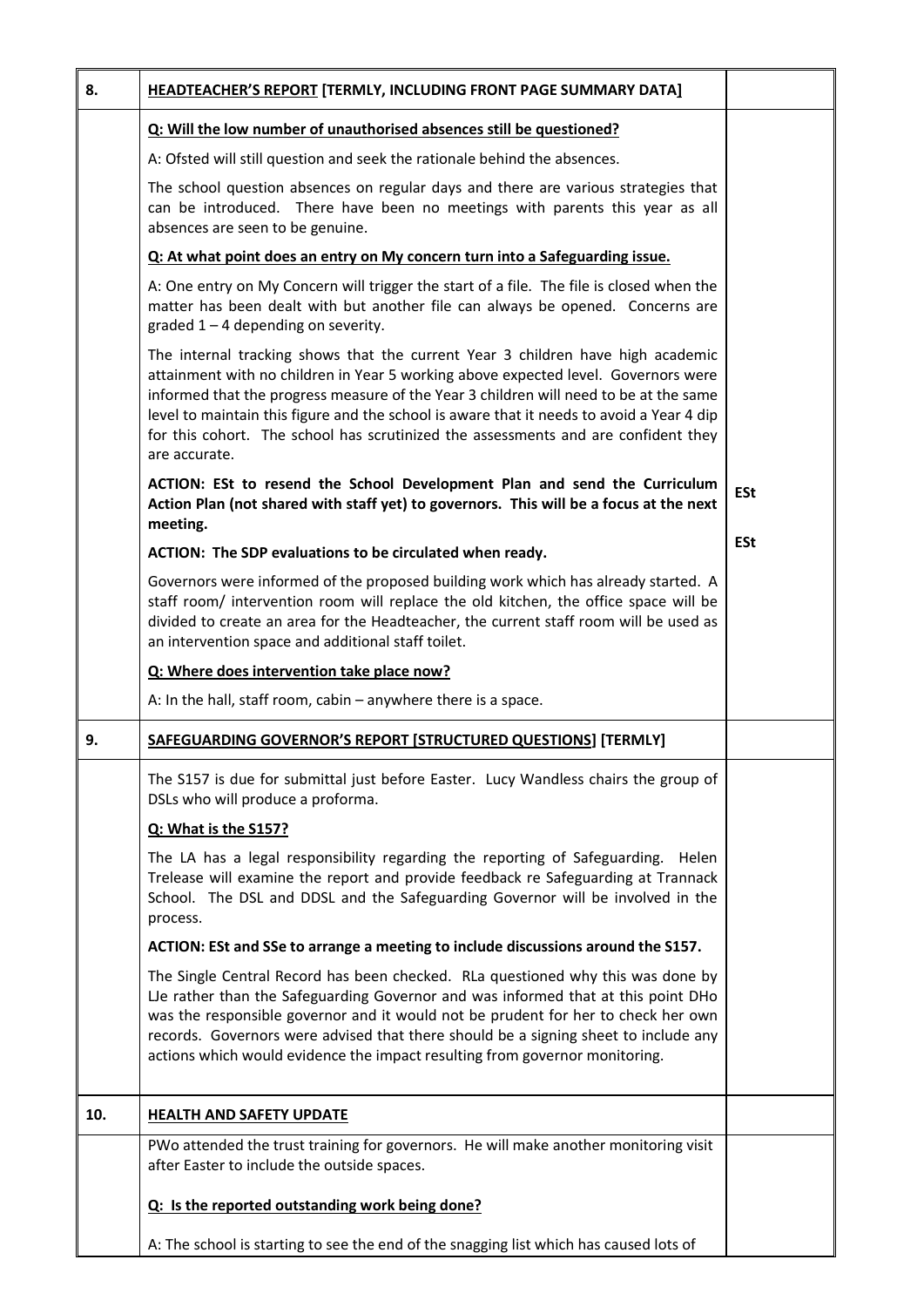| | | |
|---|---|---|
| 8. | **HEADTEACHER'S REPORT [TERMLY, INCLUDING FRONT PAGE SUMMARY DATA]** | |
| | **Q: Will the low number of unauthorised absences still be questioned?**<br><br>A: Ofsted will still question and seek the rationale behind the absences.<br><br>The school question absences on regular days and there are various strategies that can be introduced. There have been no meetings with parents this year as all absences are seen to be genuine.<br><br>**Q: At what point does an entry on My concern turn into a Safeguarding issue.**<br><br>A: One entry on My Concern will trigger the start of a file. The file is closed when the matter has been dealt with but another file can always be opened. Concerns are graded 1 – 4 depending on severity.<br><br>The internal tracking shows that the current Year 3 children have high academic attainment with no children in Year 5 working above expected level. Governors were informed that the progress measure of the Year 3 children will need to be at the same level to maintain this figure and the school is aware that it needs to avoid a Year 4 dip for this cohort. The school has scrutinized the assessments and are confident they are accurate.<br><br>**ACTION: ESt to resend the School Development Plan and send the Curriculum Action Plan (not shared with staff yet) to governors. This will be a focus at the next meeting.**<br><br>**ACTION: The SDP evaluations to be circulated when ready.**<br><br>Governors were informed of the proposed building work which has already started. A staff room/ intervention room will replace the old kitchen, the office space will be divided to create an area for the Headteacher, the current staff room will be used as an intervention space and additional staff toilet.<br><br>**Q: Where does intervention take place now?**<br><br>A: In the hall, staff room, cabin – anywhere there is a space. | **ESt**<br><br>**ESt** |
| 9. | **SAFEGUARDING GOVERNOR'S REPORT [STRUCTURED QUESTIONS] [TERMLY]** | |
| | The S157 is due for submittal just before Easter. Lucy Wandless chairs the group of DSLs who will produce a proforma.<br><br>**Q: What is the S157?**<br><br>The LA has a legal responsibility regarding the reporting of Safeguarding. Helen Trelease will examine the report and provide feedback re Safeguarding at Trannack School. The DSL and DDSL and the Safeguarding Governor will be involved in the process.<br><br>**ACTION: ESt and SSe to arrange a meeting to include discussions around the S157.**<br><br>The Single Central Record has been checked. RLa questioned why this was done by LJe rather than the Safeguarding Governor and was informed that at this point DHo was the responsible governor and it would not be prudent for her to check her own records. Governors were advised that there should be a signing sheet to include any actions which would evidence the impact resulting from governor monitoring. | |
| 10. | **HEALTH AND SAFETY UPDATE** | |
| | PWo attended the trust training for governors. He will make another monitoring visit after Easter to include the outside spaces.<br><br>**Q: Is the reported outstanding work being done?**<br><br>A: The school is starting to see the end of the snagging list which has caused lots of | |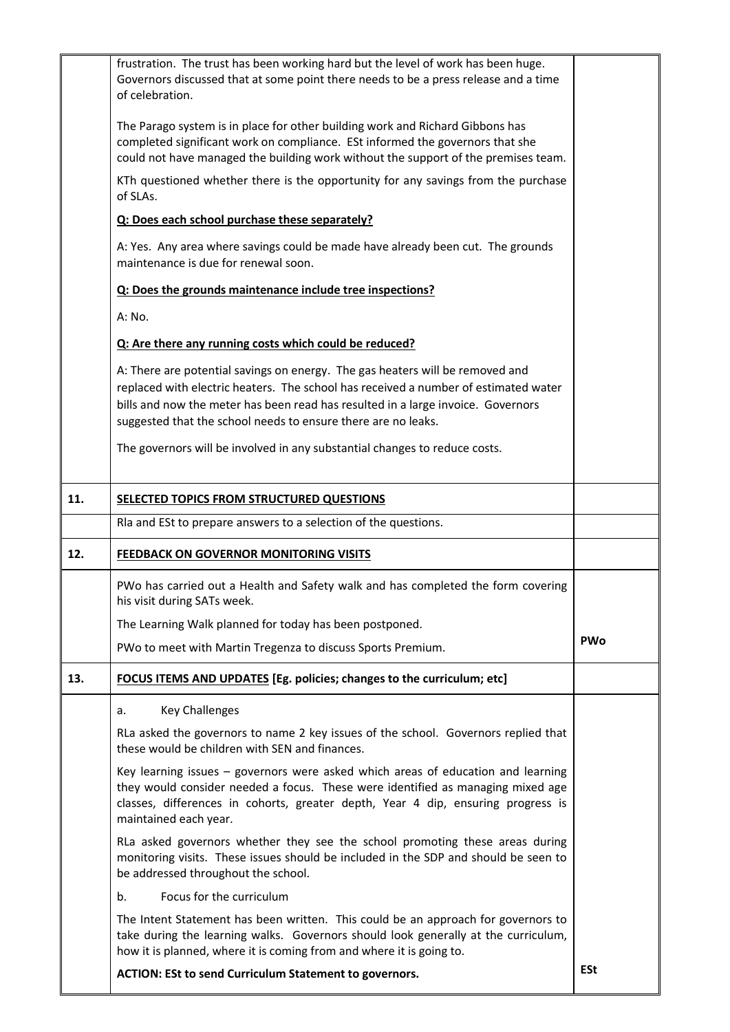| | | |
|---|---|---|
| | frustration. The trust has been working hard but the level of work has been huge. Governors discussed that at some point there needs to be a press release and a time of celebration.<br><br>The Parago system is in place for other building work and Richard Gibbons has completed significant work on compliance. ESt informed the governors that she could not have managed the building work without the support of the premises team.<br><br>KTh questioned whether there is the opportunity for any savings from the purchase of SLAs.<br><br>**Q: Does each school purchase these separately?**<br><br>A: Yes. Any area where savings could be made have already been cut. The grounds maintenance is due for renewal soon.<br><br>**Q: Does the grounds maintenance include tree inspections?**<br><br>A: No.<br><br>**Q: Are there any running costs which could be reduced?**<br><br>A: There are potential savings on energy. The gas heaters will be removed and replaced with electric heaters. The school has received a number of estimated water bills and now the meter has been read has resulted in a large invoice. Governors suggested that the school needs to ensure there are no leaks.<br><br>The governors will be involved in any substantial changes to reduce costs. | |
| **11.** | **SELECTED TOPICS FROM STRUCTURED QUESTIONS** | |
| | Rla and ESt to prepare answers to a selection of the questions. | |
| **12.** | **FEEDBACK ON GOVERNOR MONITORING VISITS** | |
| | PWo has carried out a Health and Safety walk and has completed the form covering his visit during SATs week.<br><br>The Learning Walk planned for today has been postponed.<br><br>PWo to meet with Martin Tregenza to discuss Sports Premium. | **PWo** |
| **13.** | **FOCUS ITEMS AND UPDATES [Eg. policies; changes to the curriculum; etc]** | |
| | a. Key Challenges<br><br>RLa asked the governors to name 2 key issues of the school. Governors replied that these would be children with SEN and finances.<br><br>Key learning issues – governors were asked which areas of education and learning they would consider needed a focus. These were identified as managing mixed age classes, differences in cohorts, greater depth, Year 4 dip, ensuring progress is maintained each year.<br><br>RLa asked governors whether they see the school promoting these areas during monitoring visits. These issues should be included in the SDP and should be seen to be addressed throughout the school.<br><br>b. Focus for the curriculum<br><br>The Intent Statement has been written. This could be an approach for governors to take during the learning walks. Governors should look generally at the curriculum, how it is planned, where it is coming from and where it is going to.<br><br>**ACTION: ESt to send Curriculum Statement to governors.** | **ESt** |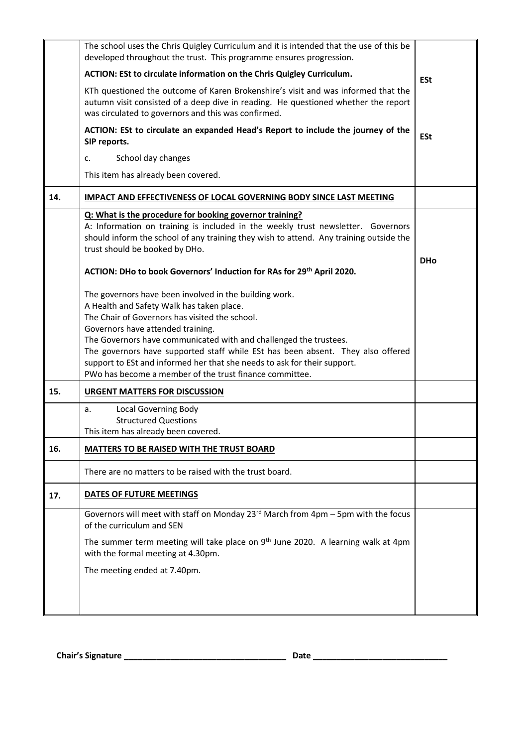| | | |
|---|---|---|
| | The school uses the Chris Quigley Curriculum and it is intended that the use of this be developed throughout the trust. This programme ensures progression.<br><br>**ACTION: ESt to circulate information on the Chris Quigley Curriculum.**<br><br>KTh questioned the outcome of Karen Brokenshire's visit and was informed that the autumn visit consisted of a deep dive in reading. He questioned whether the report was circulated to governors and this was confirmed.<br><br>**ACTION: ESt to circulate an expanded Head's Report to include the journey of the SIP reports.**<br><br>c. School day changes<br><br>This item has already been covered. | **ESt**<br><br>**ESt** |
| **14.** | **IMPACT AND EFFECTIVENESS OF LOCAL GOVERNING BODY SINCE LAST MEETING** | |
| | **Q: What is the procedure for booking governor training?**<br>A: Information on training is included in the weekly trust newsletter. Governors should inform the school of any training they wish to attend. Any training outside the trust should be booked by DHo.<br><br>**ACTION: DHo to book Governors' Induction for RAs for 29th April 2020.**<br><br>The governors have been involved in the building work.<br>A Health and Safety Walk has taken place.<br>The Chair of Governors has visited the school.<br>Governors have attended training.<br>The Governors have communicated with and challenged the trustees.<br>The governors have supported staff while ESt has been absent. They also offered support to ESt and informed her that she needs to ask for their support.<br>PWo has become a member of the trust finance committee. | **DHo** |
| **15.** | **URGENT MATTERS FOR DISCUSSION** | |
| | a. Local Governing Body<br>Structured Questions<br>This item has already been covered. | |
| **16.** | **MATTERS TO BE RAISED WITH THE TRUST BOARD** | |
| | There are no matters to be raised with the trust board. | |
| **17.** | **DATES OF FUTURE MEETINGS** | |
| | Governors will meet with staff on Monday 23rd March from 4pm – 5pm with the focus of the curriculum and SEN<br><br>The summer term meeting will take place on 9th June 2020. A learning walk at 4pm with the formal meeting at 4.30pm.<br><br>The meeting ended at 7.40pm. | |

**Chair's Signature** ___________________________________ **Date** ____________________________